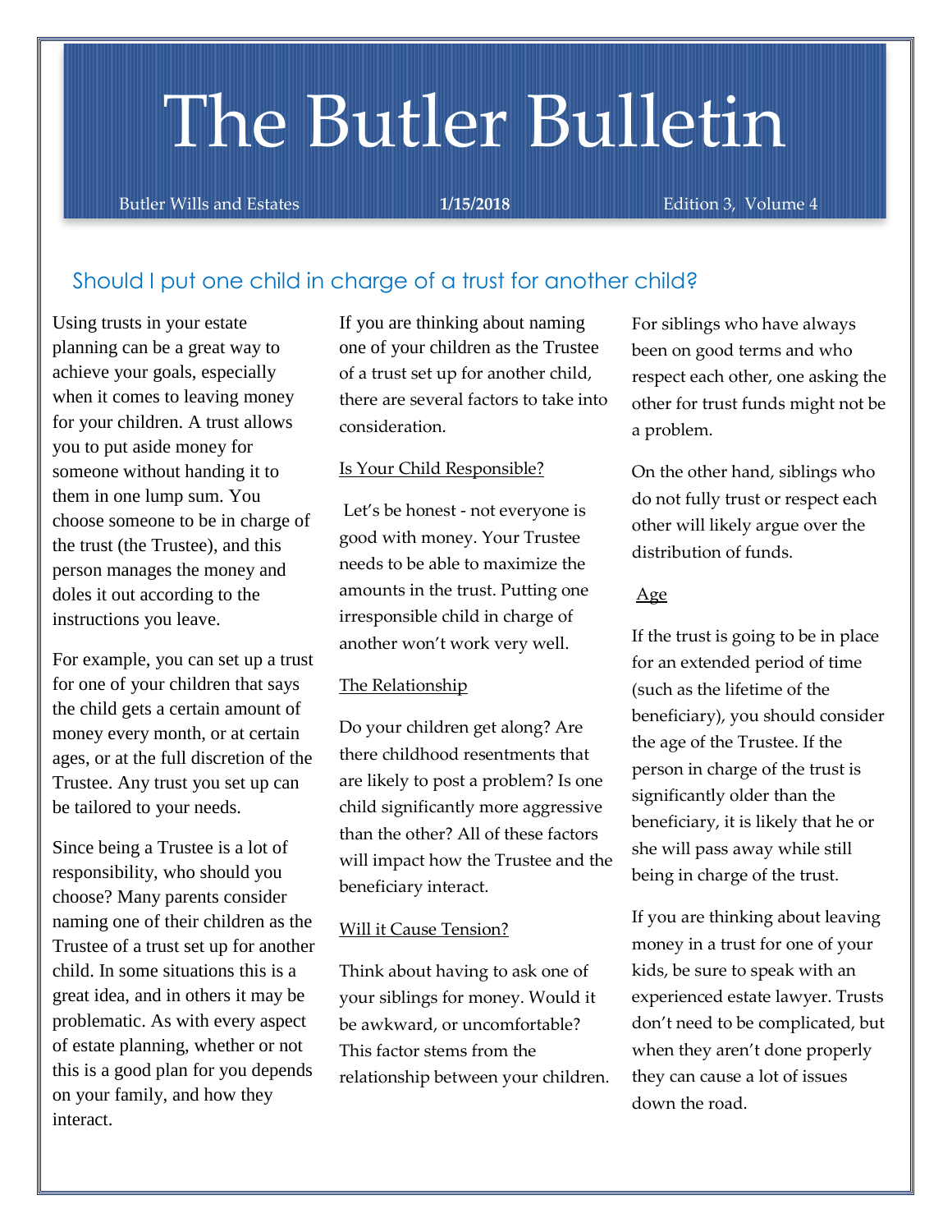# The Butler Bulletin

Butler Wills and Estates **1/15/2018** Edition 3, Volume 4

## Should I put one child in charge of a trust for another child?

Using trusts in your estate planning can be a great way to achieve your goals, especially when it comes to leaving money for your children. A trust allows you to put aside money for someone without handing it to them in one lump sum. You choose someone to be in charge of the trust (the Trustee), and this person manages the money and doles it out according to the instructions you leave.

For example, you can set up a trust for one of your children that says the child gets a certain amount of money every month, or at certain ages, or at the full discretion of the Trustee. Any trust you set up can be tailored to your needs.

Since being a Trustee is a lot of responsibility, who should you choose? Many parents consider naming one of their children as the Trustee of a trust set up for another child. In some situations this is a great idea, and in others it may be problematic. As with every aspect of estate planning, whether or not this is a good plan for you depends on your family, and how they interact.

If you are thinking about naming one of your children as the Trustee of a trust set up for another child, there are several factors to take into consideration.

### Is Your Child Responsible?

Let's be honest - not everyone is good with money. Your Trustee needs to be able to maximize the amounts in the trust. Putting one irresponsible child in charge of another won't work very well.

### The Relationship

Do your children get along? Are there childhood resentments that are likely to post a problem? Is one child significantly more aggressive than the other? All of these factors will impact how the Trustee and the beneficiary interact.

### Will it Cause Tension?

Think about having to ask one of your siblings for money. Would it be awkward, or uncomfortable? This factor stems from the relationship between your children.

For siblings who have always been on good terms and who respect each other, one asking the other for trust funds might not be a problem.

On the other hand, siblings who do not fully trust or respect each other will likely argue over the distribution of funds.

### Age

If the trust is going to be in place for an extended period of time (such as the lifetime of the beneficiary), you should consider the age of the Trustee. If the person in charge of the trust is significantly older than the beneficiary, it is likely that he or she will pass away while still being in charge of the trust.

If you are thinking about leaving money in a trust for one of your kids, be sure to speak with an experienced estate lawyer. Trusts don't need to be complicated, but when they aren't done properly they can cause a lot of issues down the road.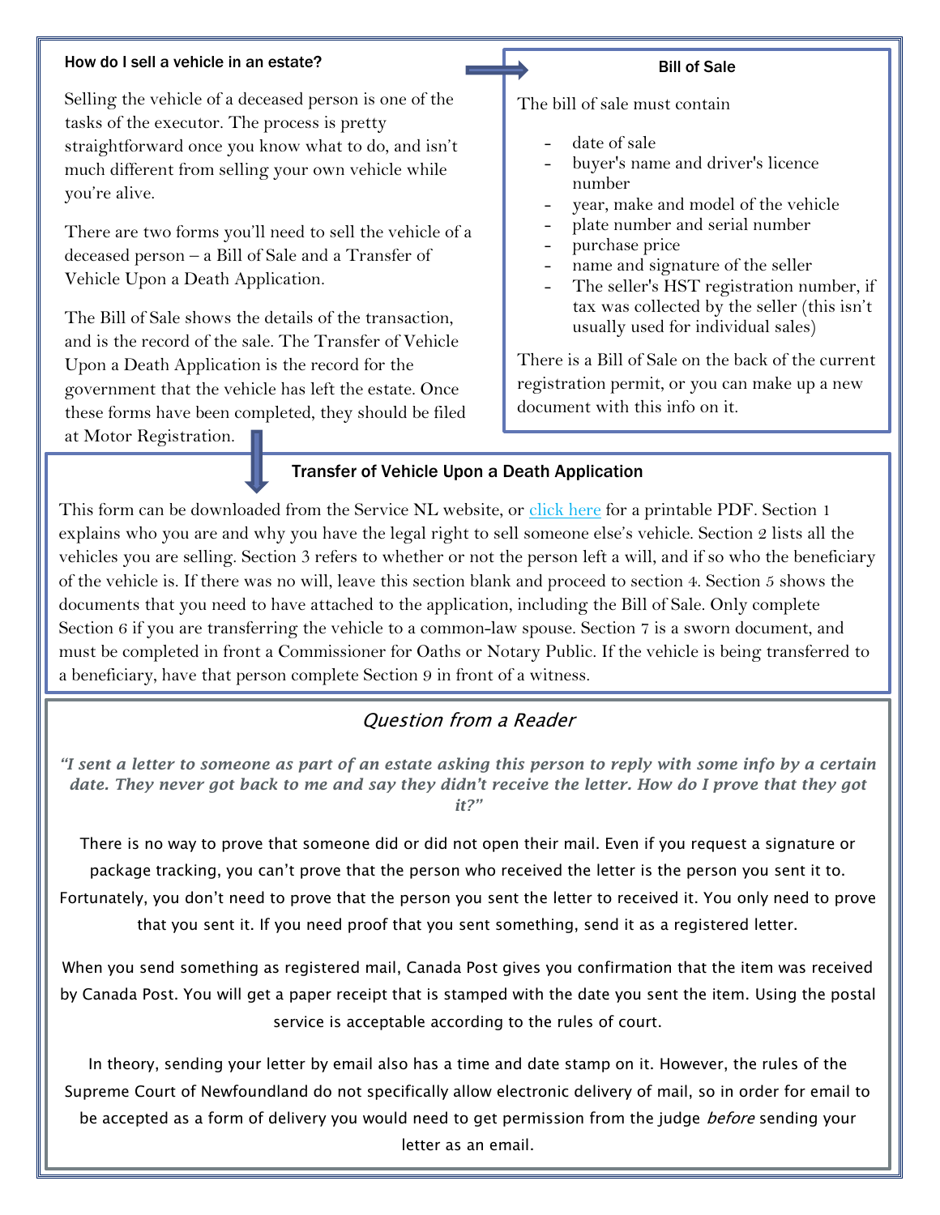## How do I sell a vehicle in an estate?

Selling the vehicle of a deceased person is one of the tasks of the executor. The process is pretty straightforward once you know what to do, and isn't much different from selling your own vehicle while you're alive.

There are two forms you'll need to sell the vehicle of a deceased person – a Bill of Sale and a Transfer of Vehicle Upon a Death Application.

The Bill of Sale shows the details of the transaction, and is the record of the sale. The Transfer of Vehicle Upon a Death Application is the record for the government that the vehicle has left the estate. Once these forms have been completed, they should be filed at Motor Registration.

### Bill of Sale

The bill of sale must contain

- date of sale
- buyer's name and driver's licence number
- year, make and model of the vehicle
- plate number and serial number
- purchase price
- name and signature of the seller
- The seller's HST registration number, if tax was collected by the seller (this isn't usually used for individual sales)

There is a Bill of Sale on the back of the current registration permit, or you can make up a new document with this info on it.

### Transfer of Vehicle Upon a Death Application

This form can be downloaded from the Service NL website, or [click here] for a printable PDF. Section 1 explains who you are and why you have the legal right to sell someone else's vehicle. Section 2 lists all the vehicles you are selling. Section 3 refers to whether or not the person left a will, and if so who the beneficiary of the vehicle is. If there was no will, leave this section blank and proceed to section 4. Section 5 shows the documents that you need to have attached to the application, including the Bill of Sale. Only complete Section 6 if you are transferring the vehicle to a common-law spouse. Section 7 is a sworn document, and must be completed in front a Commissioner for Oaths or Notary Public. If the vehicle is being transferred to a beneficiary, have that person complete Section 9 in front of a witness.

## *Question from a Reader*

***"I sent a letter to someone as part of an estate asking this person to reply with some info by a certain date. They never got back to me and say they didn't receive the letter. How do I prove that they got it?"***

There is no way to prove that someone did or did not open their mail. Even if you request a signature or package tracking, you can't prove that the person who received the letter is the person you sent it to. Fortunately, you don't need to prove that the person you sent the letter to received it. You only need to prove that you sent it. If you need proof that you sent something, send it as a registered letter.

When you send something as registered mail, Canada Post gives you confirmation that the item was received by Canada Post. You will get a paper receipt that is stamped with the date you sent the item. Using the postal service is acceptable according to the rules of court.

In theory, sending your letter by email also has a time and date stamp on it. However, the rules of the Supreme Court of Newfoundland do not specifically allow electronic delivery of mail, so in order for email to be accepted as a form of delivery you would need to get permission from the judge *before* sending your letter as an email.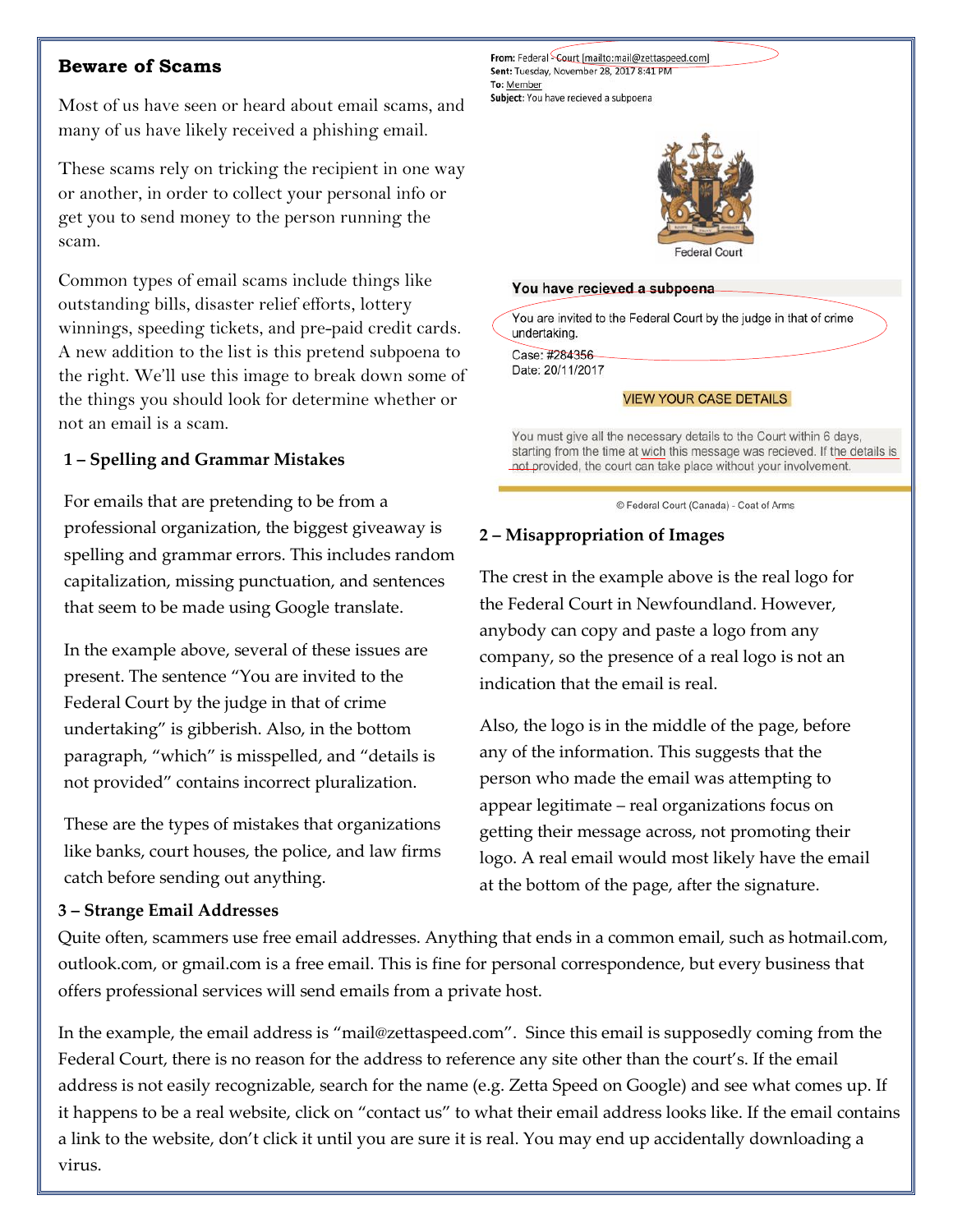## Beware of Scams

Most of us have seen or heard about email scams, and many of us have likely received a phishing email.

These scams rely on tricking the recipient in one way or another, in order to collect your personal info or get you to send money to the person running the scam.

Common types of email scams include things like outstanding bills, disaster relief efforts, lottery winnings, speeding tickets, and pre-paid credit cards. A new addition to the list is this pretend subpoena to the right. We'll use this image to break down some of the things you should look for determine whether or not an email is a scam.

**From:** Federal Court [mailto:mail@zettaspeed.com]
**Sent:** Tuesday, November 28, 2017 8:41 PM
**To:** Member
**Subject:** You have recieved a subpoena

Federal Court

**You have recieved a subpoena**

You are invited to the Federal Court by the judge in that of crime undertaking.

Case: #284356
Date: 20/11/2017

VIEW YOUR CASE DETAILS

You must give all the necessary details to the Court within 6 days, starting from the time at wich this message was recieved. If the details is not provided, the court can take place without your involvement.

© Federal Court (Canada) - Coat of Arms

### 1 – Spelling and Grammar Mistakes

For emails that are pretending to be from a professional organization, the biggest giveaway is spelling and grammar errors. This includes random capitalization, missing punctuation, and sentences that seem to be made using Google translate.

In the example above, several of these issues are present. The sentence "You are invited to the Federal Court by the judge in that of crime undertaking" is gibberish. Also, in the bottom paragraph, "which" is misspelled, and "details is not provided" contains incorrect pluralization.

These are the types of mistakes that organizations like banks, court houses, the police, and law firms catch before sending out anything.

### 2 – Misappropriation of Images

The crest in the example above is the real logo for the Federal Court in Newfoundland. However, anybody can copy and paste a logo from any company, so the presence of a real logo is not an indication that the email is real.

Also, the logo is in the middle of the page, before any of the information. This suggests that the person who made the email was attempting to appear legitimate – real organizations focus on getting their message across, not promoting their logo. A real email would most likely have the email at the bottom of the page, after the signature.

### 3 – Strange Email Addresses

Quite often, scammers use free email addresses. Anything that ends in a common email, such as hotmail.com, outlook.com, or gmail.com is a free email. This is fine for personal correspondence, but every business that offers professional services will send emails from a private host.

In the example, the email address is "mail@zettaspeed.com". Since this email is supposedly coming from the Federal Court, there is no reason for the address to reference any site other than the court's. If the email address is not easily recognizable, search for the name (e.g. Zetta Speed on Google) and see what comes up. If it happens to be a real website, click on "contact us" to what their email address looks like. If the email contains a link to the website, don't click it until you are sure it is real. You may end up accidentally downloading a virus.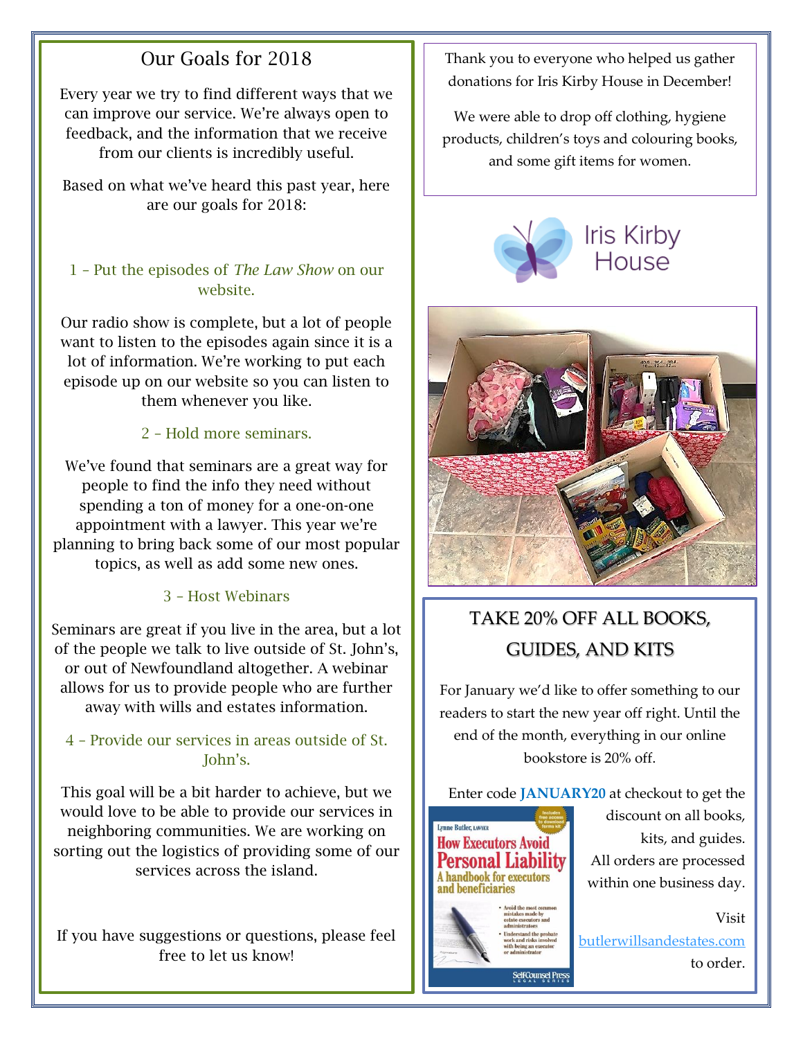## Our Goals for 2018

Every year we try to find different ways that we can improve our service. We're always open to feedback, and the information that we receive from our clients is incredibly useful.

Based on what we've heard this past year, here are our goals for 2018:

### 1 – Put the episodes of *The Law Show* on our website.

Our radio show is complete, but a lot of people want to listen to the episodes again since it is a lot of information. We're working to put each episode up on our website so you can listen to them whenever you like.

### 2 – Hold more seminars.

We've found that seminars are a great way for people to find the info they need without spending a ton of money for a one-on-one appointment with a lawyer. This year we're planning to bring back some of our most popular topics, as well as add some new ones.

### 3 – Host Webinars

Seminars are great if you live in the area, but a lot of the people we talk to live outside of St. John's, or out of Newfoundland altogether. A webinar allows for us to provide people who are further away with wills and estates information.

### 4 – Provide our services in areas outside of St. John's.

This goal will be a bit harder to achieve, but we would love to be able to provide our services in neighboring communities. We are working on sorting out the logistics of providing some of our services across the island.

If you have suggestions or questions, please feel free to let us know!

Thank you to everyone who helped us gather donations for Iris Kirby House in December!

We were able to drop off clothing, hygiene products, children's toys and colouring books, and some gift items for women.

Iris Kirby House

## TAKE 20% OFF ALL BOOKS, GUIDES, AND KITS

For January we'd like to offer something to our readers to start the new year off right. Until the end of the month, everything in our online bookstore is 20% off.

Enter code **JANUARY20** at checkout to get the discount on all books, kits, and guides. All orders are processed within one business day.

Visit butlerwillsandestates.com to order.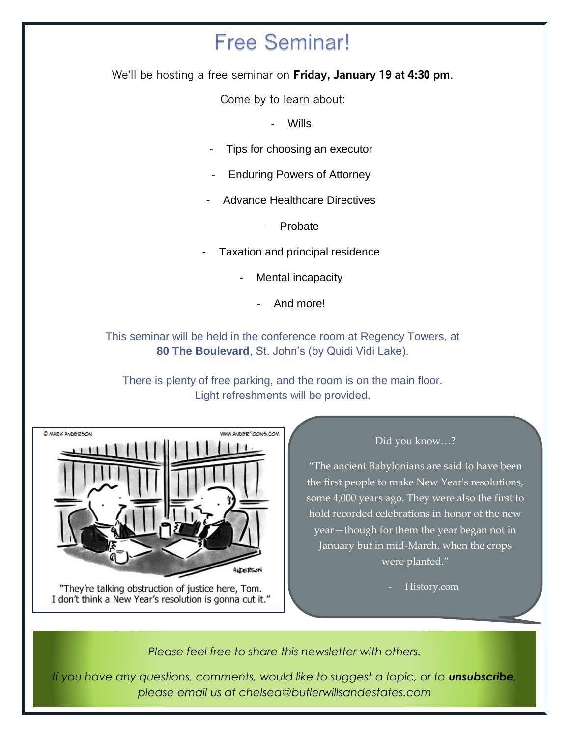# Free Seminar!

We'll be hosting a free seminar on **Friday, January 19 at 4:30 pm**.

Come by to learn about:

- Wills
- Tips for choosing an executor
- Enduring Powers of Attorney
- Advance Healthcare Directives
- Probate
- Taxation and principal residence
- Mental incapacity
- And more!

This seminar will be held in the conference room at Regency Towers, at **80 The Boulevard**, St. John's (by Quidi Vidi Lake).

There is plenty of free parking, and the room is on the main floor. Light refreshments will be provided.

© MARK ANDERSON WWW.ANDERTOONS.COM

"They're talking obstruction of justice here, Tom. I don't think a New Year's resolution is gonna cut it."

Did you know…?

"The ancient Babylonians are said to have been the first people to make New Year's resolutions, some 4,000 years ago. They were also the first to hold recorded celebrations in honor of the new year—though for them the year began not in January but in mid-March, when the crops were planted."

- History.com

*Please feel free to share this newsletter with others.*

*If you have any questions, comments, would like to suggest a topic, or to* ***unsubscribe****, please email us at chelsea@butlerwillsandestates.com*